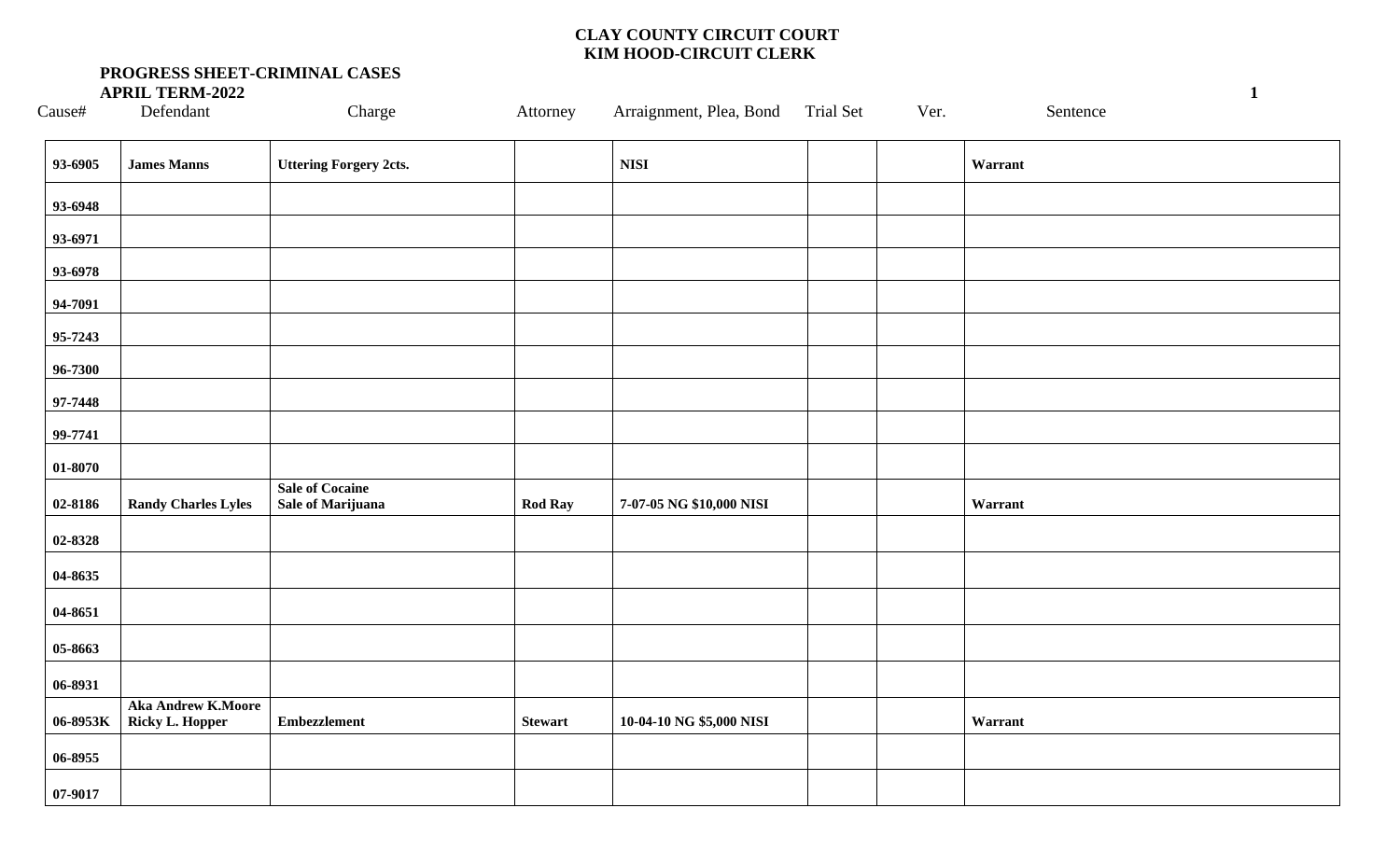**CLAY COUNTY CIRCUIT COURT**
**KIM HOOD-CIRCUIT CLERK**

**PROGRESS SHEET-CRIMINAL CASES**
**APRIL TERM-2022**

| Cause# | Defendant | Charge | Attorney | Arraignment, Plea, Bond | Trial Set | Ver. | Sentence |
|---|---|---|---|---|---|---|---|
| **93-6905** | **James Manns** | **Uttering Forgery 2cts.** | | **NISI** | | | **Warrant** |
| **93-6948** | | | | | | | |
| **93-6971** | | | | | | | |
| **93-6978** | | | | | | | |
| **94-7091** | | | | | | | |
| **95-7243** | | | | | | | |
| **96-7300** | | | | | | | |
| **97-7448** | | | | | | | |
| **99-7741** | | | | | | | |
| **01-8070** | | | | | | | |
| **02-8186** | **Randy Charles Lyles** | **Sale of Cocaine Sale of Marijuana** | **Rod Ray** | **7-07-05 NG $10,000 NISI** | | | **Warrant** |
| **02-8328** | | | | | | | |
| **04-8635** | | | | | | | |
| **04-8651** | | | | | | | |
| **05-8663** | | | | | | | |
| **06-8931** | | | | | | | |
| **06-8953K** | **Aka Andrew K.Moore Ricky L. Hopper** | **Embezzlement** | **Stewart** | **10-04-10 NG $5,000 NISI** | | | **Warrant** |
| **06-8955** | | | | | | | |
| **07-9017** | | | | | | | |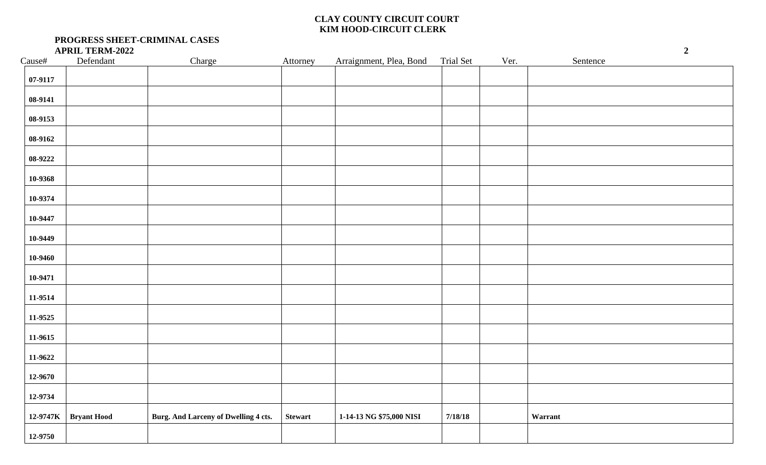**CLAY COUNTY CIRCUIT COURT**
**KIM HOOD-CIRCUIT CLERK**

**PROGRESS SHEET-CRIMINAL CASES**
**APRIL TERM-2022**

| Cause# | Defendant | Charge | Attorney | Arraignment, Plea, Bond | Trial Set | Ver. | Sentence |
|---|---|---|---|---|---|---|---|
| **07-9117** | | | | | | | |
| **08-9141** | | | | | | | |
| **08-9153** | | | | | | | |
| **08-9162** | | | | | | | |
| **08-9222** | | | | | | | |
| **10-9368** | | | | | | | |
| **10-9374** | | | | | | | |
| **10-9447** | | | | | | | |
| **10-9449** | | | | | | | |
| **10-9460** | | | | | | | |
| **10-9471** | | | | | | | |
| **11-9514** | | | | | | | |
| **11-9525** | | | | | | | |
| **11-9615** | | | | | | | |
| **11-9622** | | | | | | | |
| **12-9670** | | | | | | | |
| **12-9734** | | | | | | | |
| **12-9747K** | **Bryant Hood** | **Burg. And Larceny of Dwelling 4 cts.** | **Stewart** | **1-14-13 NG $75,000 NISI** | **7/18/18** | | **Warrant** |
| **12-9750** | | | | | | | |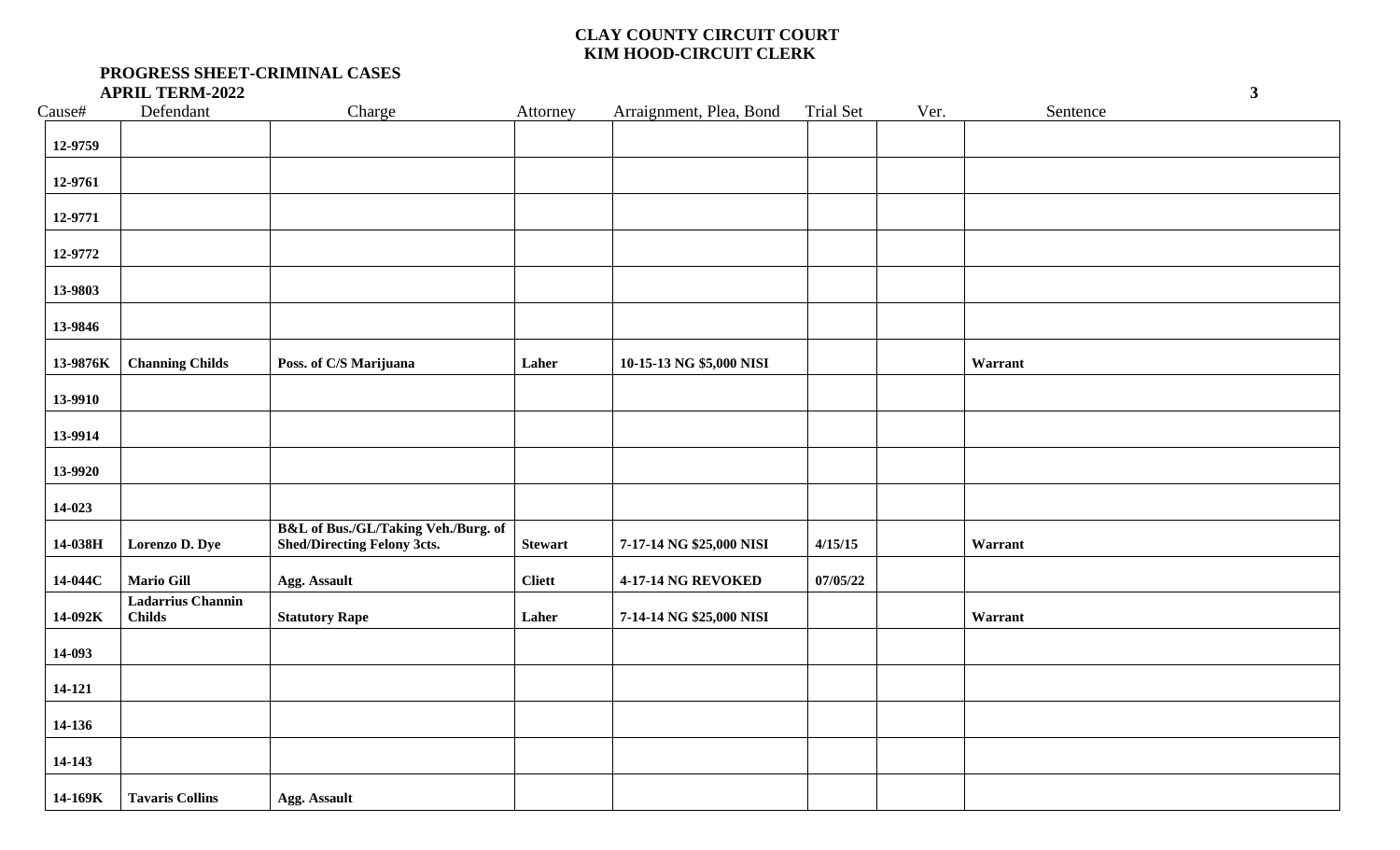**CLAY COUNTY CIRCUIT COURT**
**KIM HOOD-CIRCUIT CLERK**

**PROGRESS SHEET-CRIMINAL CASES**
**APRIL TERM-2022**

| Cause# | Defendant | Charge | Attorney | Arraignment, Plea, Bond | Trial Set | Ver. | Sentence |
|---|---|---|---|---|---|---|---|
| 12-9759 | | | | | | | |
| 12-9761 | | | | | | | |
| 12-9771 | | | | | | | |
| 12-9772 | | | | | | | |
| 13-9803 | | | | | | | |
| 13-9846 | | | | | | | |
| 13-9876K | Channing Childs | Poss. of C/S Marijuana | Laher | 10-15-13 NG $5,000 NISI | | | Warrant |
| 13-9910 | | | | | | | |
| 13-9914 | | | | | | | |
| 13-9920 | | | | | | | |
| 14-023 | | | | | | | |
| 14-038H | Lorenzo D. Dye | B&L of Bus./GL/Taking Veh./Burg. of Shed/Directing Felony 3cts. | Stewart | 7-17-14 NG $25,000 NISI | 4/15/15 | | Warrant |
| 14-044C | Mario Gill | Agg. Assault | Cliett | 4-17-14 NG REVOKED | 07/05/22 | | |
| 14-092K | Ladarrius Channin Childs | Statutory Rape | Laher | 7-14-14 NG $25,000 NISI | | | Warrant |
| 14-093 | | | | | | | |
| 14-121 | | | | | | | |
| 14-136 | | | | | | | |
| 14-143 | | | | | | | |
| 14-169K | Tavaris Collins | Agg. Assault | | | | | |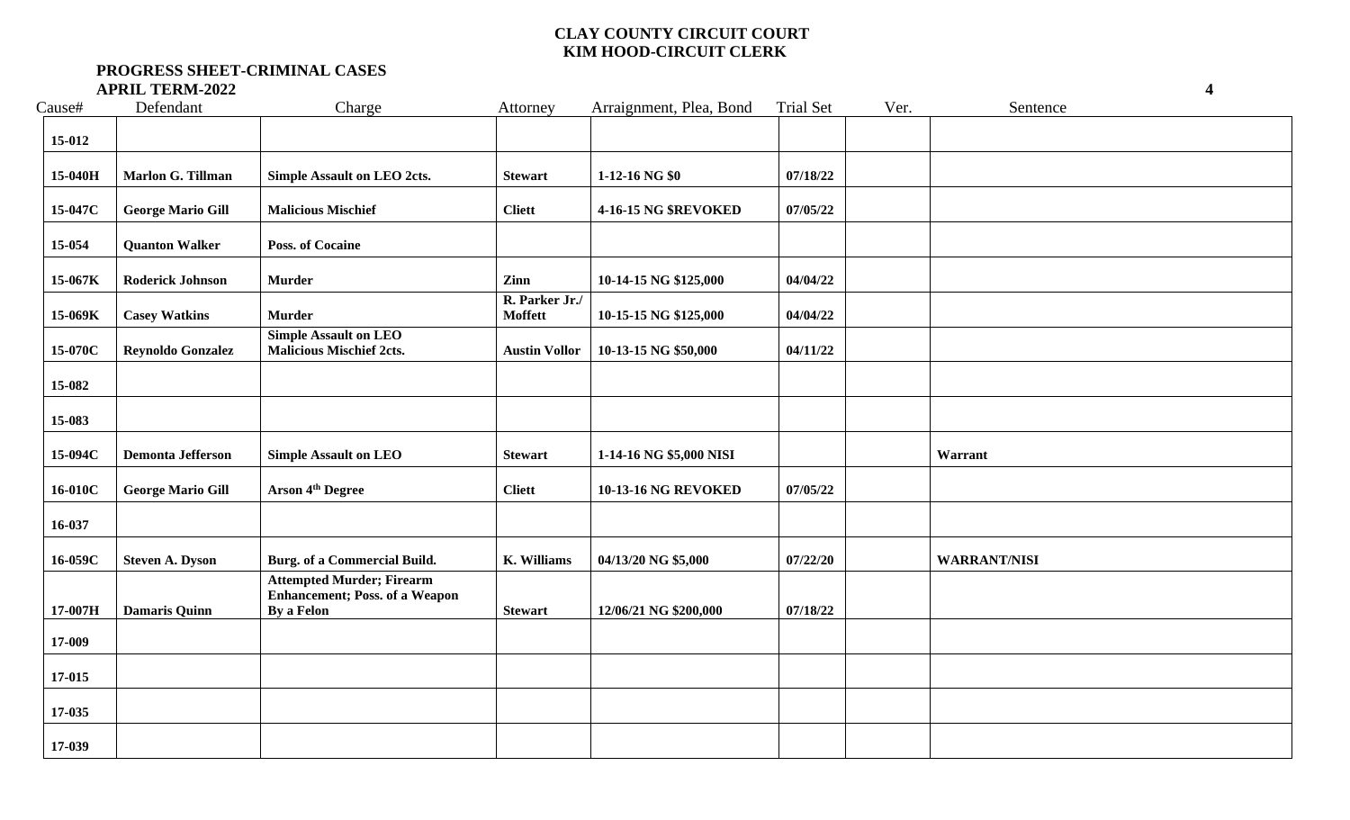**CLAY COUNTY CIRCUIT COURT**
**KIM HOOD-CIRCUIT CLERK**

**PROGRESS SHEET-CRIMINAL CASES**
**APRIL TERM-2022**

| Cause# | Defendant | Charge | Attorney | Arraignment, Plea, Bond | Trial Set | Ver. | Sentence |
|---|---|---|---|---|---|---|---|
| 15-012 | | | | | | | |
| 15-040H | Marlon G. Tillman | Simple Assault on LEO 2cts. | Stewart | 1-12-16 NG $0 | 07/18/22 | | |
| 15-047C | George Mario Gill | Malicious Mischief | Cliett | 4-16-15 NG $REVOKED | 07/05/22 | | |
| 15-054 | Quanton Walker | Poss. of Cocaine | | | | | |
| 15-067K | Roderick Johnson | Murder | Zinn | 10-14-15 NG $125,000 | 04/04/22 | | |
| 15-069K | Casey Watkins | Murder | R. Parker Jr./ Moffett | 10-15-15 NG $125,000 | 04/04/22 | | |
| 15-070C | Reynoldo Gonzalez | Simple Assault on LEO Malicious Mischief 2cts. | Austin Vollor | 10-13-15 NG $50,000 | 04/11/22 | | |
| 15-082 | | | | | | | |
| 15-083 | | | | | | | |
| 15-094C | Demonta Jefferson | Simple Assault on LEO | Stewart | 1-14-16 NG $5,000 NISI | | | Warrant |
| 16-010C | George Mario Gill | Arson 4th Degree | Cliett | 10-13-16 NG REVOKED | 07/05/22 | | |
| 16-037 | | | | | | | |
| 16-059C | Steven A. Dyson | Burg. of a Commercial Build. | K. Williams | 04/13/20 NG $5,000 | 07/22/20 | | WARRANT/NISI |
| 17-007H | Damaris Quinn | Attempted Murder; Firearm Enhancement; Poss. of a Weapon By a Felon | Stewart | 12/06/21 NG $200,000 | 07/18/22 | | |
| 17-009 | | | | | | | |
| 17-015 | | | | | | | |
| 17-035 | | | | | | | |
| 17-039 | | | | | | | |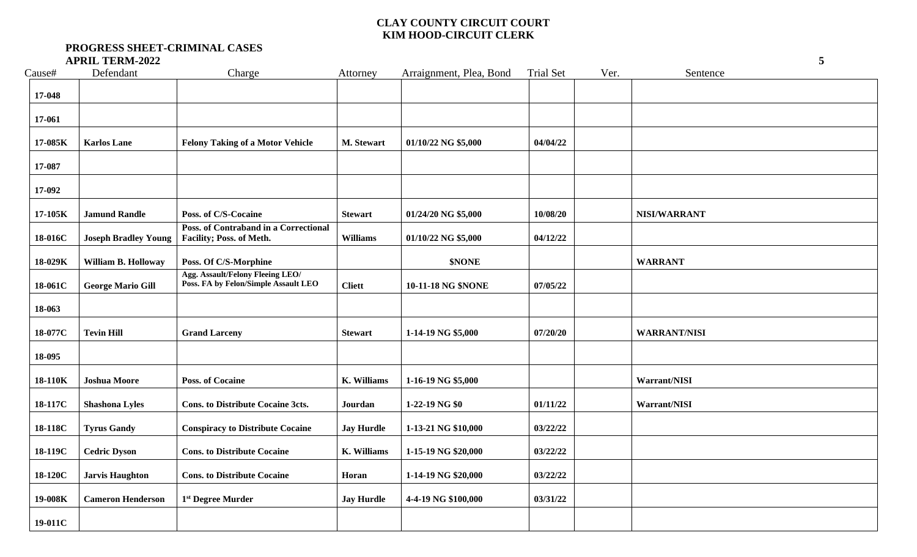**CLAY COUNTY CIRCUIT COURT**
**KIM HOOD-CIRCUIT CLERK**

**PROGRESS SHEET-CRIMINAL CASES**
**APRIL TERM-2022**

| Cause# | Defendant | Charge | Attorney | Arraignment, Plea, Bond | Trial Set | Ver. | Sentence |
|---|---|---|---|---|---|---|---|
| **17-048** | | | | | | | |
| **17-061** | | | | | | | |
| **17-085K** | **Karlos Lane** | **Felony Taking of a Motor Vehicle** | **M. Stewart** | **01/10/22 NG $5,000** | **04/04/22** | | |
| **17-087** | | | | | | | |
| **17-092** | | | | | | | |
| **17-105K** | **Jamund Randle** | **Poss. of C/S-Cocaine** | **Stewart** | **01/24/20 NG $5,000** | **10/08/20** | | **NISI/WARRANT** |
| **18-016C** | **Joseph Bradley Young** | **Poss. of Contraband in a Correctional Facility; Poss. of Meth.** | **Williams** | **01/10/22 NG $5,000** | **04/12/22** | | |
| **18-029K** | **William B. Holloway** | **Poss. Of C/S-Morphine** | | **$NONE** | | | **WARRANT** |
| **18-061C** | **George Mario Gill** | **Agg. Assault/Felony Fleeing LEO/ Poss. FA by Felon/Simple Assault LEO** | **Cliett** | **10-11-18 NG $NONE** | **07/05/22** | | |
| **18-063** | | | | | | | |
| **18-077C** | **Tevin Hill** | **Grand Larceny** | **Stewart** | **1-14-19 NG $5,000** | **07/20/20** | | **WARRANT/NISI** |
| **18-095** | | | | | | | |
| **18-110K** | **Joshua Moore** | **Poss. of Cocaine** | **K. Williams** | **1-16-19 NG $5,000** | | | **Warrant/NISI** |
| **18-117C** | **Shashona Lyles** | **Cons. to Distribute Cocaine 3cts.** | **Jourdan** | **1-22-19 NG $0** | **01/11/22** | | **Warrant/NISI** |
| **18-118C** | **Tyrus Gandy** | **Conspiracy to Distribute Cocaine** | **Jay Hurdle** | **1-13-21 NG $10,000** | **03/22/22** | | |
| **18-119C** | **Cedric Dyson** | **Cons. to Distribute Cocaine** | **K. Williams** | **1-15-19 NG $20,000** | **03/22/22** | | |
| **18-120C** | **Jarvis Haughton** | **Cons. to Distribute Cocaine** | **Horan** | **1-14-19 NG $20,000** | **03/22/22** | | |
| **19-008K** | **Cameron Henderson** | **1st Degree Murder** | **Jay Hurdle** | **4-4-19 NG $100,000** | **03/31/22** | | |
| **19-011C** | | | | | | | |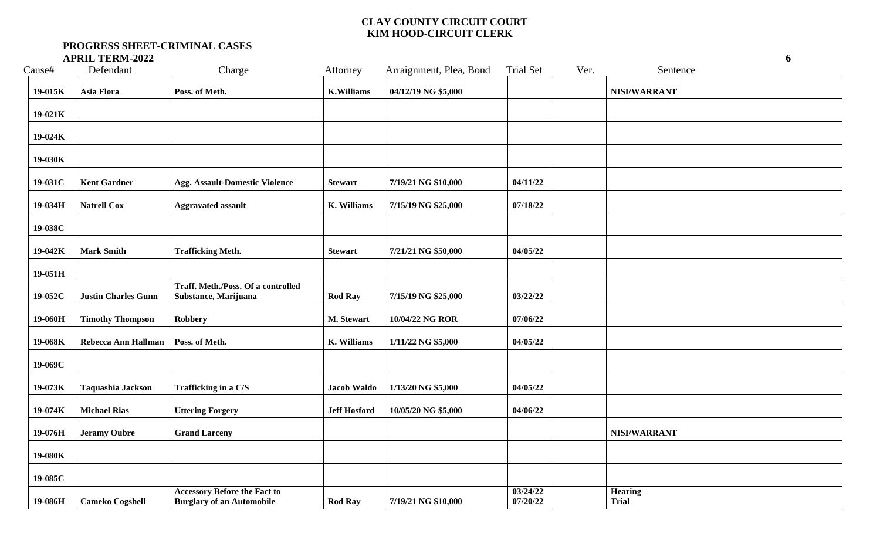# CLAY COUNTY CIRCUIT COURT
## KIM HOOD-CIRCUIT CLERK

**PROGRESS SHEET-CRIMINAL CASES**
**APRIL TERM-2022**

| Cause# | Defendant | Charge | Attorney | Arraignment, Plea, Bond | Trial Set | Ver. | Sentence |
|---|---|---|---|---|---|---|---|
| **19-015K** | **Asia Flora** | **Poss. of Meth.** | **K.Williams** | **04/12/19 NG $5,000** | | | **NISI/WARRANT** |
| **19-021K** | | | | | | | |
| **19-024K** | | | | | | | |
| **19-030K** | | | | | | | |
| **19-031C** | **Kent Gardner** | **Agg. Assault-Domestic Violence** | **Stewart** | **7/19/21 NG $10,000** | **04/11/22** | | |
| **19-034H** | **Natrell Cox** | **Aggravated assault** | **K. Williams** | **7/15/19 NG $25,000** | **07/18/22** | | |
| **19-038C** | | | | | | | |
| **19-042K** | **Mark Smith** | **Trafficking Meth.** | **Stewart** | **7/21/21 NG $50,000** | **04/05/22** | | |
| **19-051H** | | | | | | | |
| **19-052C** | **Justin Charles Gunn** | **Traff. Meth./Poss. Of a controlled Substance, Marijuana** | **Rod Ray** | **7/15/19 NG $25,000** | **03/22/22** | | |
| **19-060H** | **Timothy Thompson** | **Robbery** | **M. Stewart** | **10/04/22 NG ROR** | **07/06/22** | | |
| **19-068K** | **Rebecca Ann Hallman** | **Poss. of Meth.** | **K. Williams** | **1/11/22 NG $5,000** | **04/05/22** | | |
| **19-069C** | | | | | | | |
| **19-073K** | **Taquashia Jackson** | **Trafficking in a C/S** | **Jacob Waldo** | **1/13/20 NG $5,000** | **04/05/22** | | |
| **19-074K** | **Michael Rias** | **Uttering Forgery** | **Jeff Hosford** | **10/05/20 NG $5,000** | **04/06/22** | | |
| **19-076H** | **Jeramy Oubre** | **Grand Larceny** | | | | | **NISI/WARRANT** |
| **19-080K** | | | | | | | |
| **19-085C** | | | | | | | |
| **19-086H** | **Cameko Cogshell** | **Accessory Before the Fact to Burglary of an Automobile** | **Rod Ray** | **7/19/21 NG $10,000** | **03/24/22 07/20/22** | | **Hearing Trial** |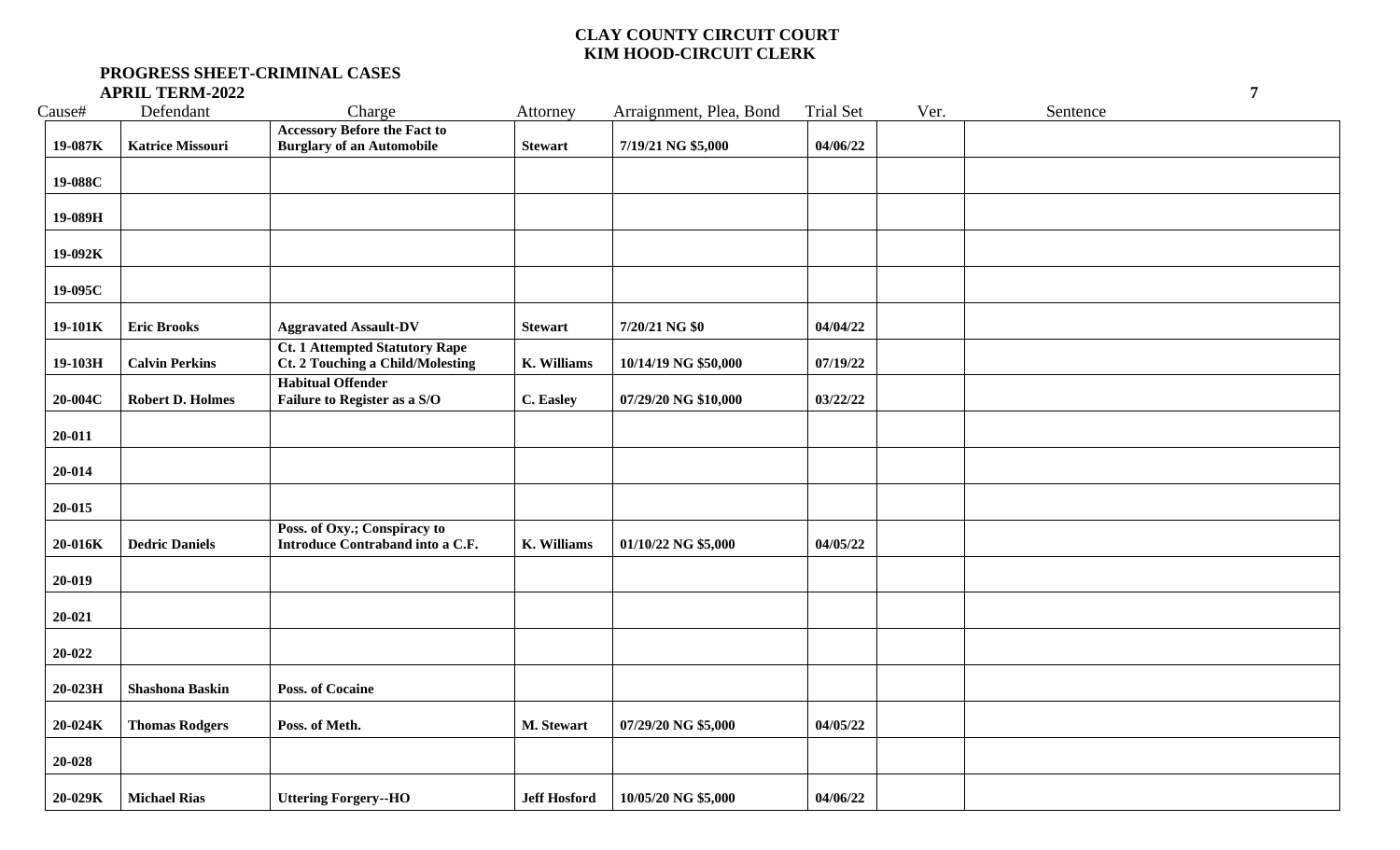**CLAY COUNTY CIRCUIT COURT**
**KIM HOOD-CIRCUIT CLERK**

**PROGRESS SHEET-CRIMINAL CASES**
**APRIL TERM-2022**

| Cause# | Defendant | Charge | Attorney | Arraignment, Plea, Bond | Trial Set | Ver. | Sentence |
|---|---|---|---|---|---|---|---|
| 19-087K | Katrice Missouri | Accessory Before the Fact to Burglary of an Automobile | Stewart | 7/19/21 NG $5,000 | 04/06/22 | | |
| 19-088C | | | | | | | |
| 19-089H | | | | | | | |
| 19-092K | | | | | | | |
| 19-095C | | | | | | | |
| 19-101K | Eric Brooks | Aggravated Assault-DV | Stewart | 7/20/21 NG $0 | 04/04/22 | | |
| 19-103H | Calvin Perkins | Ct. 1 Attempted Statutory Rape Ct. 2 Touching a Child/Molesting | K. Williams | 10/14/19 NG $50,000 | 07/19/22 | | |
| 20-004C | Robert D. Holmes | Habitual Offender Failure to Register as a S/O | C. Easley | 07/29/20 NG $10,000 | 03/22/22 | | |
| 20-011 | | | | | | | |
| 20-014 | | | | | | | |
| 20-015 | | | | | | | |
| 20-016K | Dedric Daniels | Poss. of Oxy.; Conspiracy to Introduce Contraband into a C.F. | K. Williams | 01/10/22 NG $5,000 | 04/05/22 | | |
| 20-019 | | | | | | | |
| 20-021 | | | | | | | |
| 20-022 | | | | | | | |
| 20-023H | Shashona Baskin | Poss. of Cocaine | | | | | |
| 20-024K | Thomas Rodgers | Poss. of Meth. | M. Stewart | 07/29/20 NG $5,000 | 04/05/22 | | |
| 20-028 | | | | | | | |
| 20-029K | Michael Rias | Uttering Forgery--HO | Jeff Hosford | 10/05/20 NG $5,000 | 04/06/22 | | |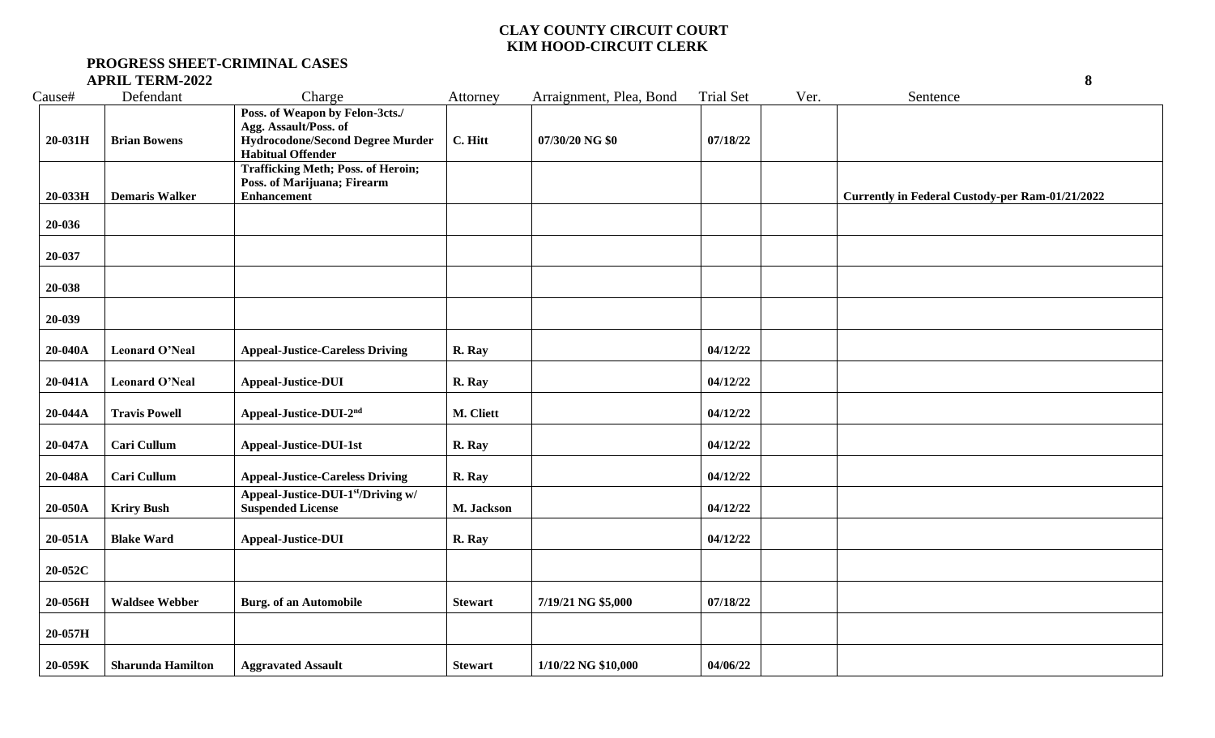# CLAY COUNTY CIRCUIT COURT
## KIM HOOD-CIRCUIT CLERK

**PROGRESS SHEET-CRIMINAL CASES**
**APRIL TERM-2022**

| Cause# | Defendant | Charge | Attorney | Arraignment, Plea, Bond | Trial Set | Ver. | Sentence |
|---|---|---|---|---|---|---|---|
| **20-031H** | **Brian Bowens** | **Poss. of Weapon by Felon-3cts./ Agg. Assault/Poss. of Hydrocodone/Second Degree Murder Habitual Offender** | **C. Hitt** | **07/30/20 NG $0** | **07/18/22** | | |
| **20-033H** | **Demaris Walker** | **Trafficking Meth; Poss. of Heroin; Poss. of Marijuana; Firearm Enhancement** | | | | | **Currently in Federal Custody-per Ram-01/21/2022** |
| **20-036** | | | | | | | |
| **20-037** | | | | | | | |
| **20-038** | | | | | | | |
| **20-039** | | | | | | | |
| **20-040A** | **Leonard O'Neal** | **Appeal-Justice-Careless Driving** | **R. Ray** | | **04/12/22** | | |
| **20-041A** | **Leonard O'Neal** | **Appeal-Justice-DUI** | **R. Ray** | | **04/12/22** | | |
| **20-044A** | **Travis Powell** | **Appeal-Justice-DUI-2nd** | **M. Cliett** | | **04/12/22** | | |
| **20-047A** | **Cari Cullum** | **Appeal-Justice-DUI-1st** | **R. Ray** | | **04/12/22** | | |
| **20-048A** | **Cari Cullum** | **Appeal-Justice-Careless Driving** | **R. Ray** | | **04/12/22** | | |
| **20-050A** | **Kriry Bush** | **Appeal-Justice-DUI-1st/Driving w/ Suspended License** | **M. Jackson** | | **04/12/22** | | |
| **20-051A** | **Blake Ward** | **Appeal-Justice-DUI** | **R. Ray** | | **04/12/22** | | |
| **20-052C** | | | | | | | |
| **20-056H** | **Waldsee Webber** | **Burg. of an Automobile** | **Stewart** | **7/19/21 NG $5,000** | **07/18/22** | | |
| **20-057H** | | | | | | | |
| **20-059K** | **Sharunda Hamilton** | **Aggravated Assault** | **Stewart** | **1/10/22 NG $10,000** | **04/06/22** | | |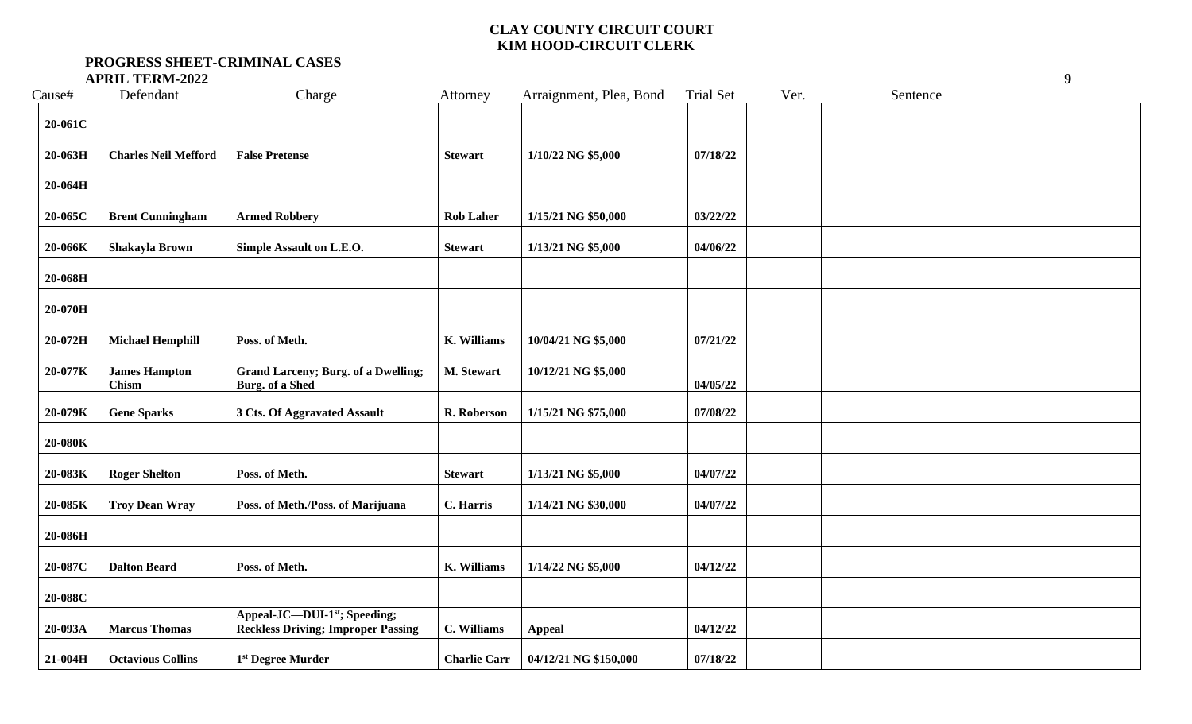**CLAY COUNTY CIRCUIT COURT**
**KIM HOOD-CIRCUIT CLERK**

**PROGRESS SHEET-CRIMINAL CASES**
**APRIL TERM-2022**

| Cause# | Defendant | Charge | Attorney | Arraignment, Plea, Bond | Trial Set | Ver. | Sentence |
|---|---|---|---|---|---|---|---|
| **20-061C** | | | | | | | |
| **20-063H** | **Charles Neil Mefford** | **False Pretense** | **Stewart** | **1/10/22 NG $5,000** | **07/18/22** | | |
| **20-064H** | | | | | | | |
| **20-065C** | **Brent Cunningham** | **Armed Robbery** | **Rob Laher** | **1/15/21 NG $50,000** | **03/22/22** | | |
| **20-066K** | **Shakayla Brown** | **Simple Assault on L.E.O.** | **Stewart** | **1/13/21 NG $5,000** | **04/06/22** | | |
| **20-068H** | | | | | | | |
| **20-070H** | | | | | | | |
| **20-072H** | **Michael Hemphill** | **Poss. of Meth.** | **K. Williams** | **10/04/21 NG $5,000** | **07/21/22** | | |
| **20-077K** | **James Hampton Chism** | **Grand Larceny; Burg. of a Dwelling; Burg. of a Shed** | **M. Stewart** | **10/12/21 NG $5,000** | **04/05/22** | | |
| **20-079K** | **Gene Sparks** | **3 Cts. Of Aggravated Assault** | **R. Roberson** | **1/15/21 NG $75,000** | **07/08/22** | | |
| **20-080K** | | | | | | | |
| **20-083K** | **Roger Shelton** | **Poss. of Meth.** | **Stewart** | **1/13/21 NG $5,000** | **04/07/22** | | |
| **20-085K** | **Troy Dean Wray** | **Poss. of Meth./Poss. of Marijuana** | **C. Harris** | **1/14/21 NG $30,000** | **04/07/22** | | |
| **20-086H** | | | | | | | |
| **20-087C** | **Dalton Beard** | **Poss. of Meth.** | **K. Williams** | **1/14/22 NG $5,000** | **04/12/22** | | |
| **20-088C** | | | | | | | |
| **20-093A** | **Marcus Thomas** | **Appeal-JC—DUI-1st; Speeding; Reckless Driving; Improper Passing** | **C. Williams** | **Appeal** | **04/12/22** | | |
| **21-004H** | **Octavious Collins** | **1st Degree Murder** | **Charlie Carr** | **04/12/21 NG $150,000** | **07/18/22** | | |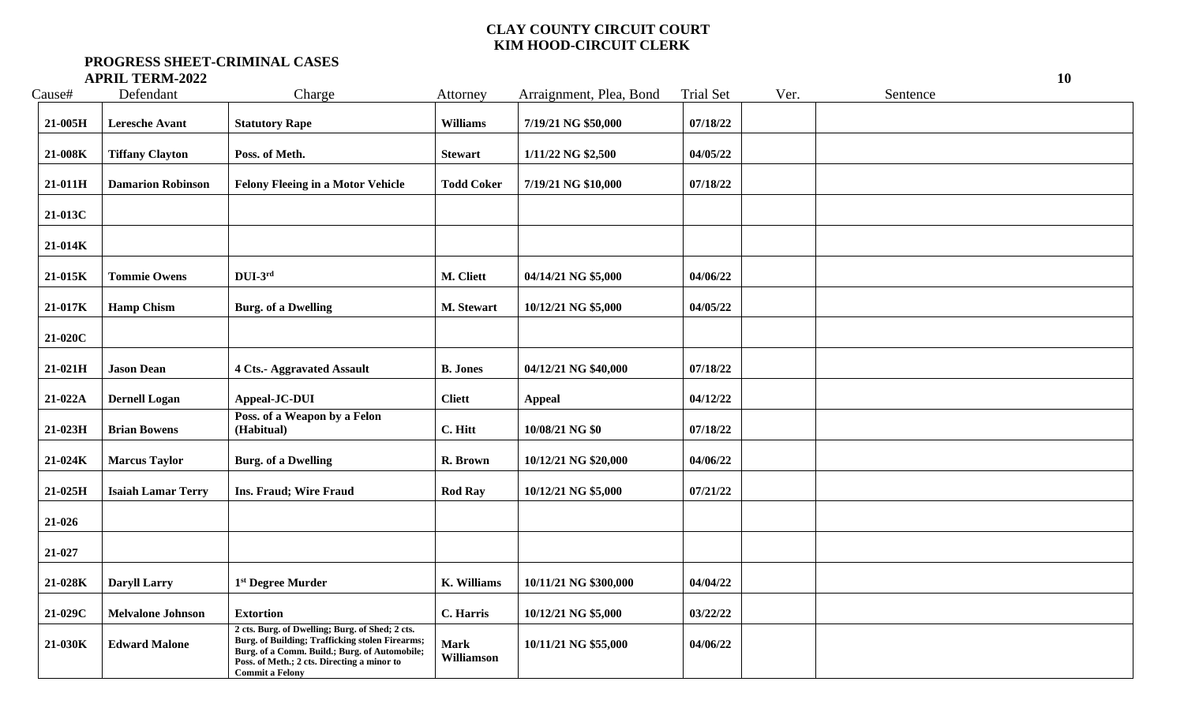**CLAY COUNTY CIRCUIT COURT**
**KIM HOOD-CIRCUIT CLERK**

**PROGRESS SHEET-CRIMINAL CASES**
**APRIL TERM-2022**

| Cause# | Defendant | Charge | Attorney | Arraignment, Plea, Bond | Trial Set | Ver. | Sentence |
|---|---|---|---|---|---|---|---|
| 21-005H | Leresche Avant | Statutory Rape | Williams | 7/19/21 NG $50,000 | 07/18/22 | | |
| 21-008K | Tiffany Clayton | Poss. of Meth. | Stewart | 1/11/22 NG $2,500 | 04/05/22 | | |
| 21-011H | Damarion Robinson | Felony Fleeing in a Motor Vehicle | Todd Coker | 7/19/21 NG $10,000 | 07/18/22 | | |
| 21-013C | | | | | | | |
| 21-014K | | | | | | | |
| 21-015K | Tommie Owens | DUI-3rd | M. Cliett | 04/14/21 NG $5,000 | 04/06/22 | | |
| 21-017K | Hamp Chism | Burg. of a Dwelling | M. Stewart | 10/12/21 NG $5,000 | 04/05/22 | | |
| 21-020C | | | | | | | |
| 21-021H | Jason Dean | 4 Cts.- Aggravated Assault | B. Jones | 04/12/21 NG $40,000 | 07/18/22 | | |
| 21-022A | Dernell Logan | Appeal-JC-DUI | Cliett | Appeal | 04/12/22 | | |
| 21-023H | Brian Bowens | Poss. of a Weapon by a Felon (Habitual) | C. Hitt | 10/08/21 NG $0 | 07/18/22 | | |
| 21-024K | Marcus Taylor | Burg. of a Dwelling | R. Brown | 10/12/21 NG $20,000 | 04/06/22 | | |
| 21-025H | Isaiah Lamar Terry | Ins. Fraud; Wire Fraud | Rod Ray | 10/12/21 NG $5,000 | 07/21/22 | | |
| 21-026 | | | | | | | |
| 21-027 | | | | | | | |
| 21-028K | Daryll Larry | 1st Degree Murder | K. Williams | 10/11/21 NG $300,000 | 04/04/22 | | |
| 21-029C | Melvalone Johnson | Extortion | C. Harris | 10/12/21 NG $5,000 | 03/22/22 | | |
| 21-030K | Edward Malone | 2 cts. Burg. of Dwelling; Burg. of Shed; 2 cts. Burg. of Building; Trafficking stolen Firearms; Burg. of a Comm. Build.; Burg. of Automobile; Poss. of Meth.; 2 cts. Directing a minor to Commit a Felony | Mark Williamson | 10/11/21 NG $55,000 | 04/06/22 | | |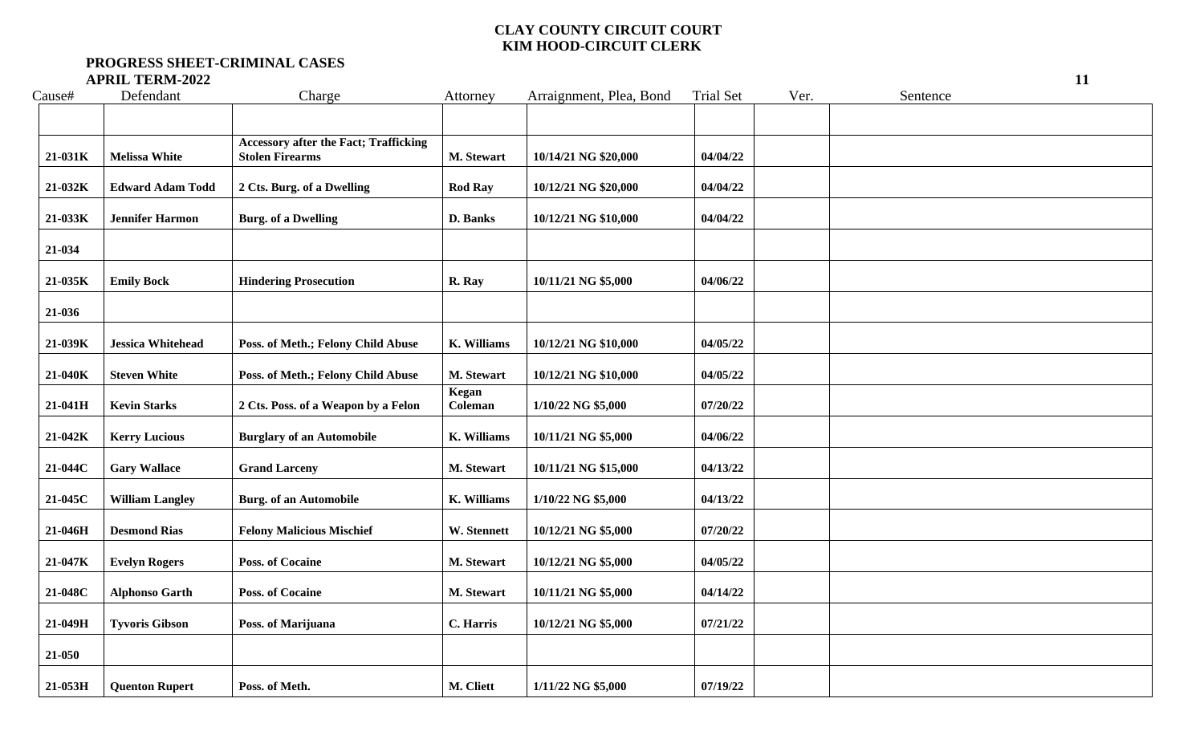**CLAY COUNTY CIRCUIT COURT**
**KIM HOOD-CIRCUIT CLERK**

**PROGRESS SHEET-CRIMINAL CASES**
**APRIL TERM-2022**

| Cause# | Defendant | Charge | Attorney | Arraignment, Plea, Bond | Trial Set | Ver. | Sentence |
|---|---|---|---|---|---|---|---|
| | | | | | | | |
| 21-031K | Melissa White | Accessory after the Fact; Trafficking Stolen Firearms | M. Stewart | 10/14/21 NG $20,000 | 04/04/22 | | |
| 21-032K | Edward Adam Todd | 2 Cts. Burg. of a Dwelling | Rod Ray | 10/12/21 NG $20,000 | 04/04/22 | | |
| 21-033K | Jennifer Harmon | Burg. of a Dwelling | D. Banks | 10/12/21 NG $10,000 | 04/04/22 | | |
| 21-034 | | | | | | | |
| 21-035K | Emily Bock | Hindering Prosecution | R. Ray | 10/11/21 NG $5,000 | 04/06/22 | | |
| 21-036 | | | | | | | |
| 21-039K | Jessica Whitehead | Poss. of Meth.; Felony Child Abuse | K. Williams | 10/12/21 NG $10,000 | 04/05/22 | | |
| 21-040K | Steven White | Poss. of Meth.; Felony Child Abuse | M. Stewart | 10/12/21 NG $10,000 | 04/05/22 | | |
| 21-041H | Kevin Starks | 2 Cts. Poss. of a Weapon by a Felon | Kegan Coleman | 1/10/22 NG $5,000 | 07/20/22 | | |
| 21-042K | Kerry Lucious | Burglary of an Automobile | K. Williams | 10/11/21 NG $5,000 | 04/06/22 | | |
| 21-044C | Gary Wallace | Grand Larceny | M. Stewart | 10/11/21 NG $15,000 | 04/13/22 | | |
| 21-045C | William Langley | Burg. of an Automobile | K. Williams | 1/10/22 NG $5,000 | 04/13/22 | | |
| 21-046H | Desmond Rias | Felony Malicious Mischief | W. Stennett | 10/12/21 NG $5,000 | 07/20/22 | | |
| 21-047K | Evelyn Rogers | Poss. of Cocaine | M. Stewart | 10/12/21 NG $5,000 | 04/05/22 | | |
| 21-048C | Alphonso Garth | Poss. of Cocaine | M. Stewart | 10/11/21 NG $5,000 | 04/14/22 | | |
| 21-049H | Tyvoris Gibson | Poss. of Marijuana | C. Harris | 10/12/21 NG $5,000 | 07/21/22 | | |
| 21-050 | | | | | | | |
| 21-053H | Quenton Rupert | Poss. of Meth. | M. Cliett | 1/11/22 NG $5,000 | 07/19/22 | | |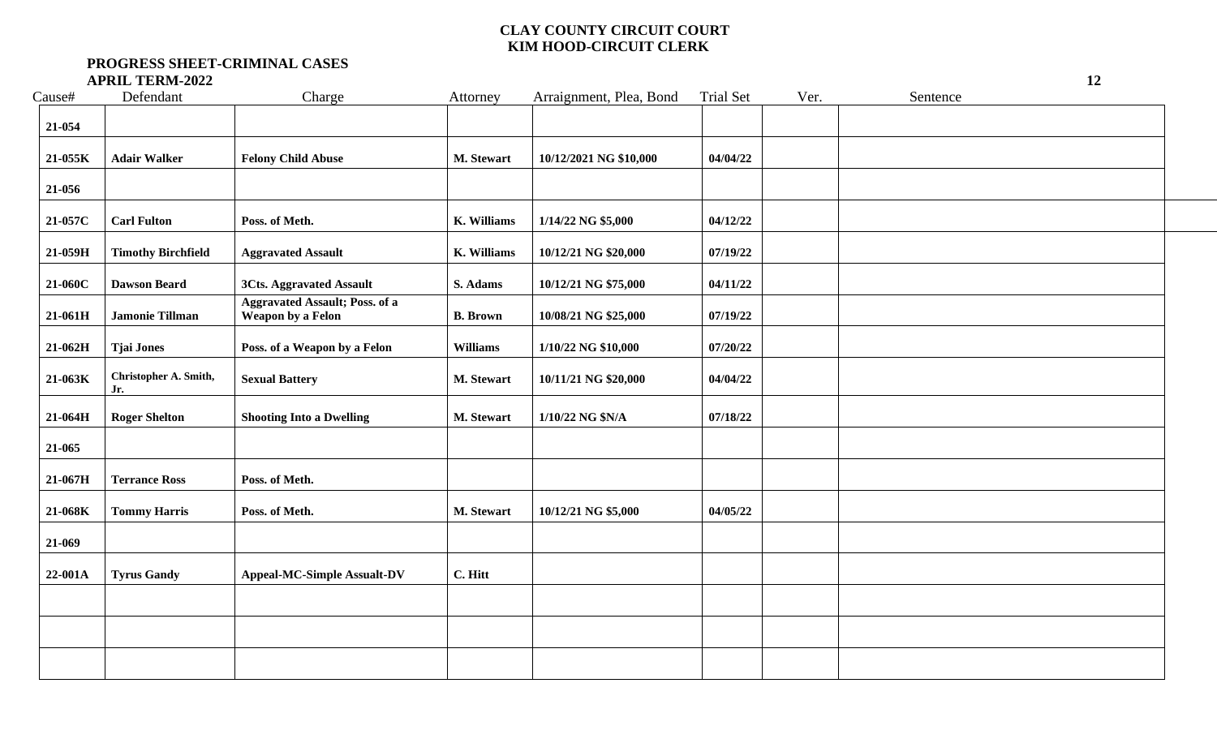**CLAY COUNTY CIRCUIT COURT**
**KIM HOOD-CIRCUIT CLERK**

**PROGRESS SHEET-CRIMINAL CASES**
**APRIL TERM-2022**

| Cause# | Defendant | Charge | Attorney | Arraignment, Plea, Bond | Trial Set | Ver. | Sentence |
|---|---|---|---|---|---|---|---|
| 21-054 | | | | | | | |
| 21-055K | Adair Walker | Felony Child Abuse | M. Stewart | 10/12/2021 NG $10,000 | 04/04/22 | | |
| 21-056 | | | | | | | |
| 21-057C | Carl Fulton | Poss. of Meth. | K. Williams | 1/14/22 NG $5,000 | 04/12/22 | | |
| 21-059H | Timothy Birchfield | Aggravated Assault | K. Williams | 10/12/21 NG $20,000 | 07/19/22 | | |
| 21-060C | Dawson Beard | 3Cts. Aggravated Assault | S. Adams | 10/12/21 NG $75,000 | 04/11/22 | | |
| 21-061H | Jamonie Tillman | Aggravated Assault; Poss. of a Weapon by a Felon | B. Brown | 10/08/21 NG $25,000 | 07/19/22 | | |
| 21-062H | Tjai Jones | Poss. of a Weapon by a Felon | Williams | 1/10/22 NG $10,000 | 07/20/22 | | |
| 21-063K | Christopher A. Smith, Jr. | Sexual Battery | M. Stewart | 10/11/21 NG $20,000 | 04/04/22 | | |
| 21-064H | Roger Shelton | Shooting Into a Dwelling | M. Stewart | 1/10/22 NG $N/A | 07/18/22 | | |
| 21-065 | | | | | | | |
| 21-067H | Terrance Ross | Poss. of Meth. | | | | | |
| 21-068K | Tommy Harris | Poss. of Meth. | M. Stewart | 10/12/21 NG $5,000 | 04/05/22 | | |
| 21-069 | | | | | | | |
| 22-001A | Tyrus Gandy | Appeal-MC-Simple Assualt-DV | C. Hitt | | | | |
| | | | | | | | |
| | | | | | | | |
| | | | | | | | |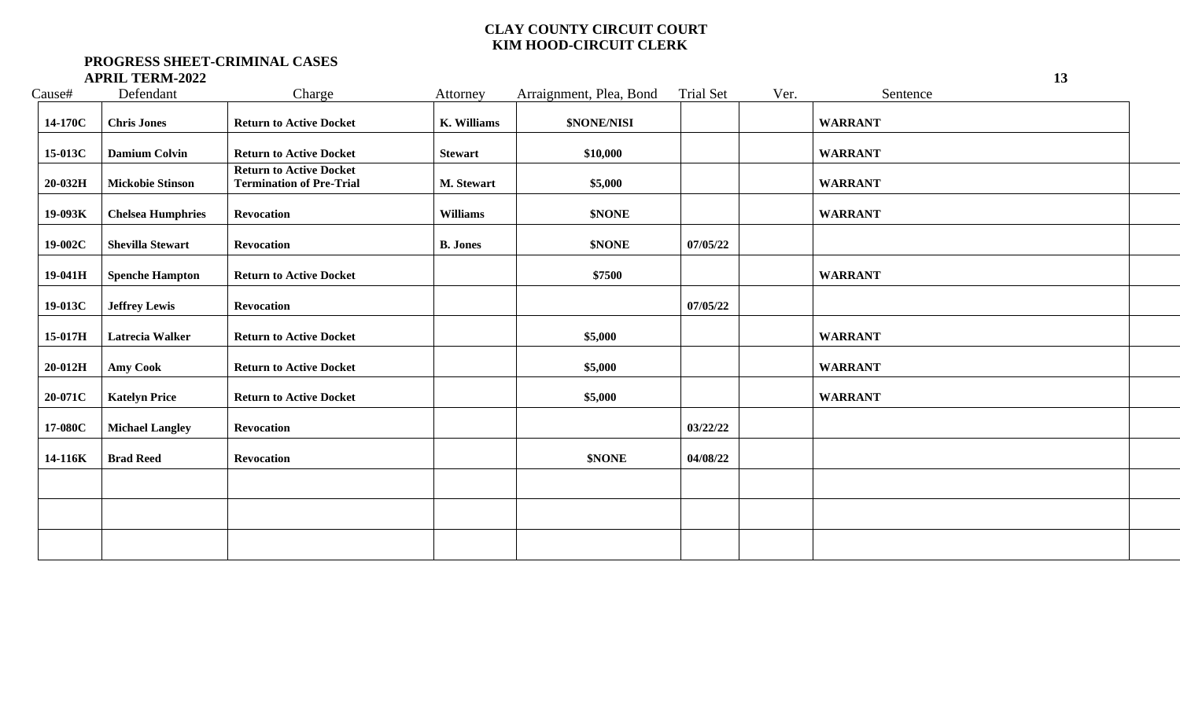**CLAY COUNTY CIRCUIT COURT**
**KIM HOOD-CIRCUIT CLERK**

**PROGRESS SHEET-CRIMINAL CASES**
**APRIL TERM-2022**

| Cause# | Defendant | Charge | Attorney | Arraignment, Plea, Bond | Trial Set | Ver. | Sentence |
|---|---|---|---|---|---|---|---|
| 14-170C | Chris Jones | Return to Active Docket | K. Williams | $NONE/NISI | | | WARRANT |
| 15-013C | Damium Colvin | Return to Active Docket | Stewart | $10,000 | | | WARRANT |
| 20-032H | Mickobie Stinson | Return to Active Docket Termination of Pre-Trial | M. Stewart | $5,000 | | | WARRANT |
| 19-093K | Chelsea Humphries | Revocation | Williams | $NONE | | | WARRANT |
| 19-002C | Shevilla Stewart | Revocation | B. Jones | $NONE | 07/05/22 | | |
| 19-041H | Spenche Hampton | Return to Active Docket | | $7500 | | | WARRANT |
| 19-013C | Jeffrey Lewis | Revocation | | | 07/05/22 | | |
| 15-017H | Latrecia Walker | Return to Active Docket | | $5,000 | | | WARRANT |
| 20-012H | Amy Cook | Return to Active Docket | | $5,000 | | | WARRANT |
| 20-071C | Katelyn Price | Return to Active Docket | | $5,000 | | | WARRANT |
| 17-080C | Michael Langley | Revocation | | | 03/22/22 | | |
| 14-116K | Brad Reed | Revocation | | $NONE | 04/08/22 | | |
| | | | | | | | |
| | | | | | | | |
| | | | | | | | |